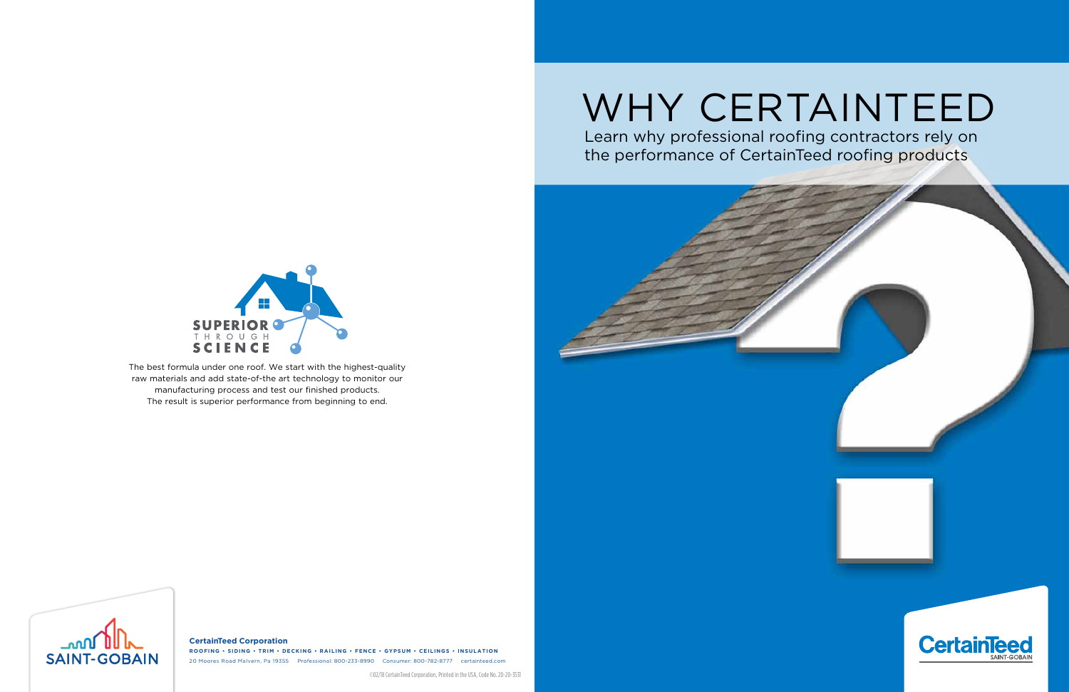# WHY CERTAINTEED

Learn why professional roofing contractors rely on the performance of CertainTeed roofing products

SUPERIOR THROUGH SCIENCE

The best formula under one roof. We start with the highest-quality raw materials and add state-of-the art technology to monitor our manufacturing process and test our finished products. The result is superior performance from beginning to end.

SAINT-GOBAIN

**CertainTeed Corporation**

ROOFING • SIDING • TRIM • DECKING • RAILING • FENCE • GYPSUM • CEILINGS • INSULATION

20 Moores Road Malvern, Pa 19355 Professional: 800-233-8990 Consumer: 800-782-8777 certainteed.com

©02/18 CertainTeed Corporation, Printed in the USA, Code No. 20-20-3531

CertainTeed SAINT-GOBAIN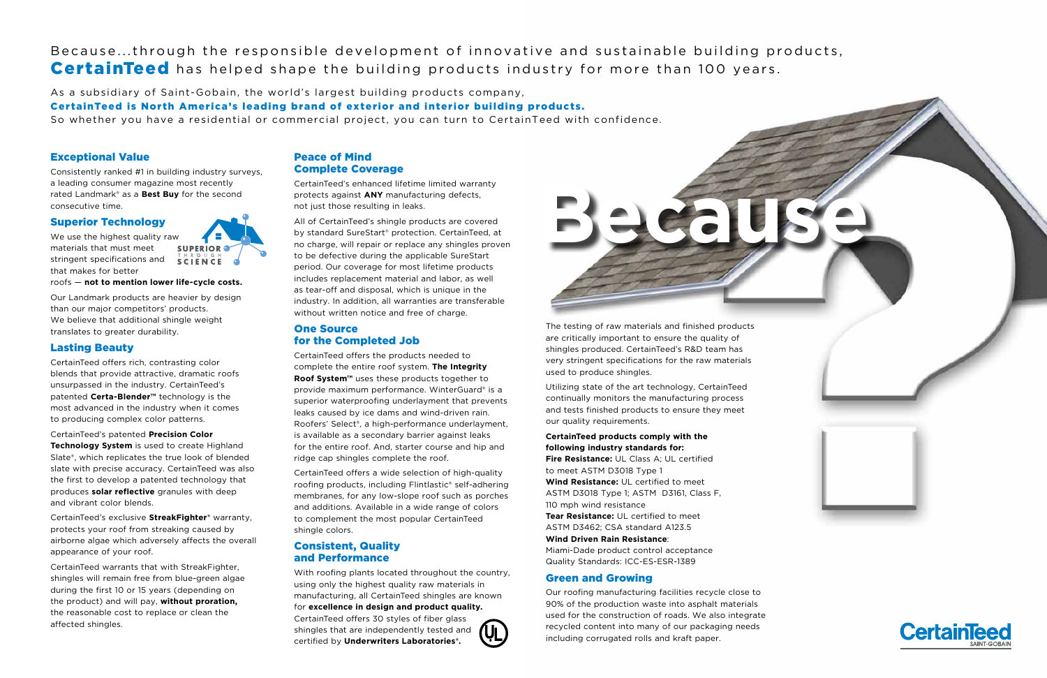Because...through the responsible development of innovative and sustainable building products, **CertainTeed** has helped shape the building products industry for more than 100 years.

As a subsidiary of Saint-Gobain, the world's largest building products company,
**CertainTeed is North America's leading brand of exterior and interior building products.**
So whether you have a residential or commercial project, you can turn to CertainTeed with confidence.

## Exceptional Value

Consistently ranked #1 in building industry surveys, a leading consumer magazine most recently rated Landmark® as a **Best Buy** for the second consecutive time.

## Superior Technology

SUPERIOR THROUGH SCIENCE

We use the highest quality raw materials that must meet stringent specifications and that makes for better roofs — **not to mention lower life-cycle costs.**

Our Landmark products are heavier by design than our major competitors' products. We believe that additional shingle weight translates to greater durability.

## Lasting Beauty

CertainTeed offers rich, contrasting color blends that provide attractive, dramatic roofs unsurpassed in the industry. CertainTeed's patented **Certa-Blender™** technology is the most advanced in the industry when it comes to producing complex color patterns.

CertainTeed's patented **Precision Color Technology System** is used to create Highland Slate®, which replicates the true look of blended slate with precise accuracy. CertainTeed was also the first to develop a patented technology that produces **solar reflective** granules with deep and vibrant color blends.

CertainTeed's exclusive **StreakFighter®** warranty, protects your roof from streaking caused by airborne algae which adversely affects the overall appearance of your roof.

CertainTeed warrants that with StreakFighter, shingles will remain free from blue-green algae during the first 10 or 15 years (depending on the product) and will pay, **without proration,** the reasonable cost to replace or clean the affected shingles.

## Peace of Mind Complete Coverage

CertainTeed's enhanced lifetime limited warranty protects against **ANY** manufacturing defects, not just those resulting in leaks.

All of CertainTeed's shingle products are covered by standard SureStart® protection. CertainTeed, at no charge, will repair or replace any shingles proven to be defective during the applicable SureStart period. Our coverage for most lifetime products includes replacement material and labor, as well as tear-off and disposal, which is unique in the industry. In addition, all warranties are transferable without written notice and free of charge.

## One Source for the Completed Job

CertainTeed offers the products needed to complete the entire roof system. **The Integrity Roof System™** uses these products together to provide maximum performance. WinterGuard® is a superior waterproofing underlayment that prevents leaks caused by ice dams and wind-driven rain. Roofers' Select®, a high-performance underlayment, is available as a secondary barrier against leaks for the entire roof. And, starter course and hip and ridge cap shingles complete the roof.

CertainTeed offers a wide selection of high-quality roofing products, including Flintlastic® self-adhering membranes, for any low-slope roof such as porches and additions. Available in a wide range of colors to complement the most popular CertainTeed shingle colors.

## Consistent, Quality and Performance

With roofing plants located throughout the country, using only the highest quality raw materials in manufacturing, all CertainTeed shingles are known for **excellence in design and product quality.**

CertainTeed offers 30 styles of fiber glass shingles that are independently tested and certified by **Underwriters Laboratories®.**

# Because

The testing of raw materials and finished products are critically important to ensure the quality of shingles produced. CertainTeed's R&D team has very stringent specifications for the raw materials used to produce shingles.

Utilizing state of the art technology, CertainTeed continually monitors the manufacturing process and tests finished products to ensure they meet our quality requirements.

**CertainTeed products comply with the following industry standards for:**
**Fire Resistance:** UL Class A; UL certified to meet ASTM D3018 Type 1
**Wind Resistance:** UL certified to meet ASTM D3018 Type 1; ASTM D3161, Class F, 110 mph wind resistance
**Tear Resistance:** UL certified to meet ASTM D3462; CSA standard A123.5
**Wind Driven Rain Resistance**:
Miami-Dade product control acceptance
Quality Standards: ICC-ES-ESR-1389

## Green and Growing

Our roofing manufacturing facilities recycle close to 90% of the production waste into asphalt materials used for the construction of roads. We also integrate recycled content into many of our packaging needs including corrugated rolls and kraft paper.

CertainTeed
SAINT-GOBAIN